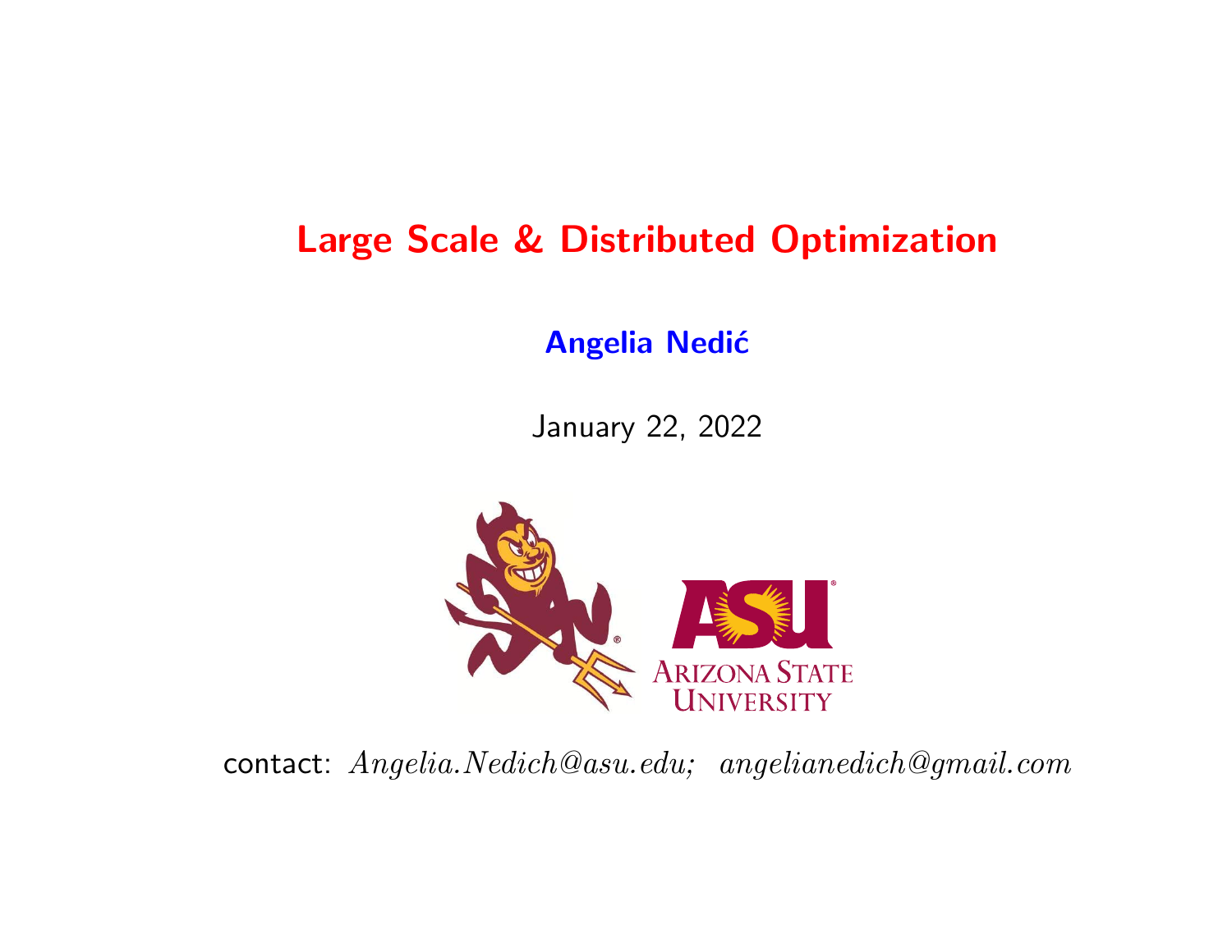# Large Scale & Distributed Optimization

**Angelia Nedić**

January 22, 2022

contact: *Angelia.Nedich@asu.edu; angelianedich@gmail.com*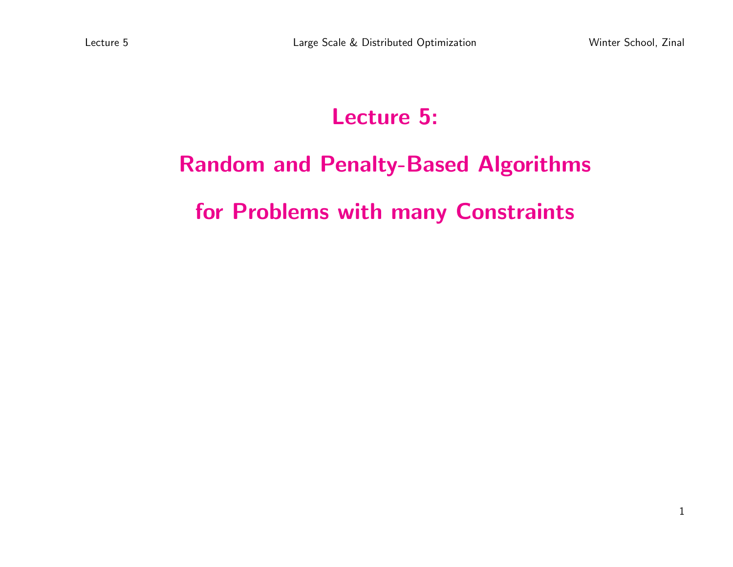# Lecture 5:

# Random and Penalty-Based Algorithms

# for Problems with many Constraints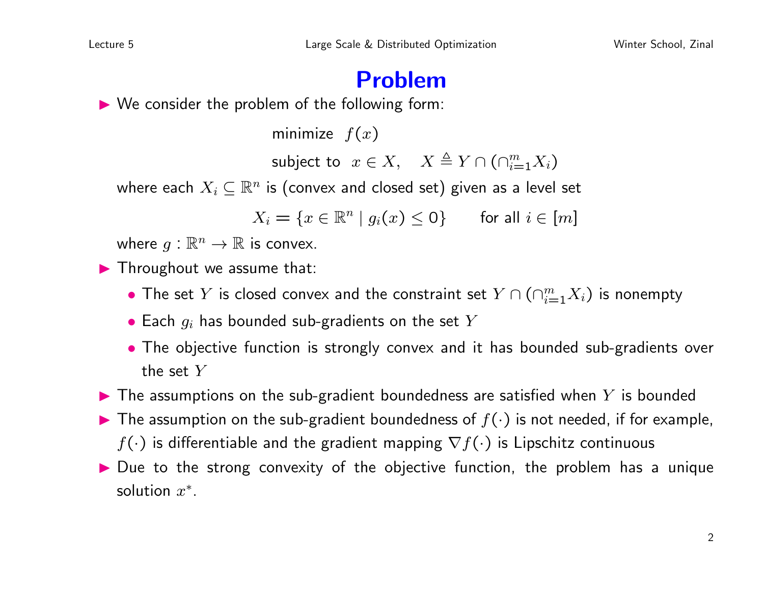# Problem

- We consider the problem of the following form:

$$\text{minimize} \quad f(x)$$
$$\text{subject to} \quad x \in X, \quad X \triangleq Y \cap (\cap_{i=1}^m X_i)$$

where each $X_i \subseteq \mathbb{R}^n$ is (convex and closed set) given as a level set

$$X_i = \{x \in \mathbb{R}^n \mid g_i(x) \leq 0\} \qquad \text{for all } i \in [m]$$

where $g : \mathbb{R}^n \to \mathbb{R}$ is convex.

- Throughout we assume that:
  - The set $Y$ is closed convex and the constraint set $Y \cap (\cap_{i=1}^m X_i)$ is nonempty
  - Each $g_i$ has bounded sub-gradients on the set $Y$
  - The objective function is strongly convex and it has bounded sub-gradients over the set $Y$
- The assumptions on the sub-gradient boundedness are satisfied when $Y$ is bounded
- The assumption on the sub-gradient boundedness of $f(\cdot)$ is not needed, if for example, $f(\cdot)$ is differentiable and the gradient mapping $\nabla f(\cdot)$ is Lipschitz continuous
- Due to the strong convexity of the objective function, the problem has a unique solution $x^*$.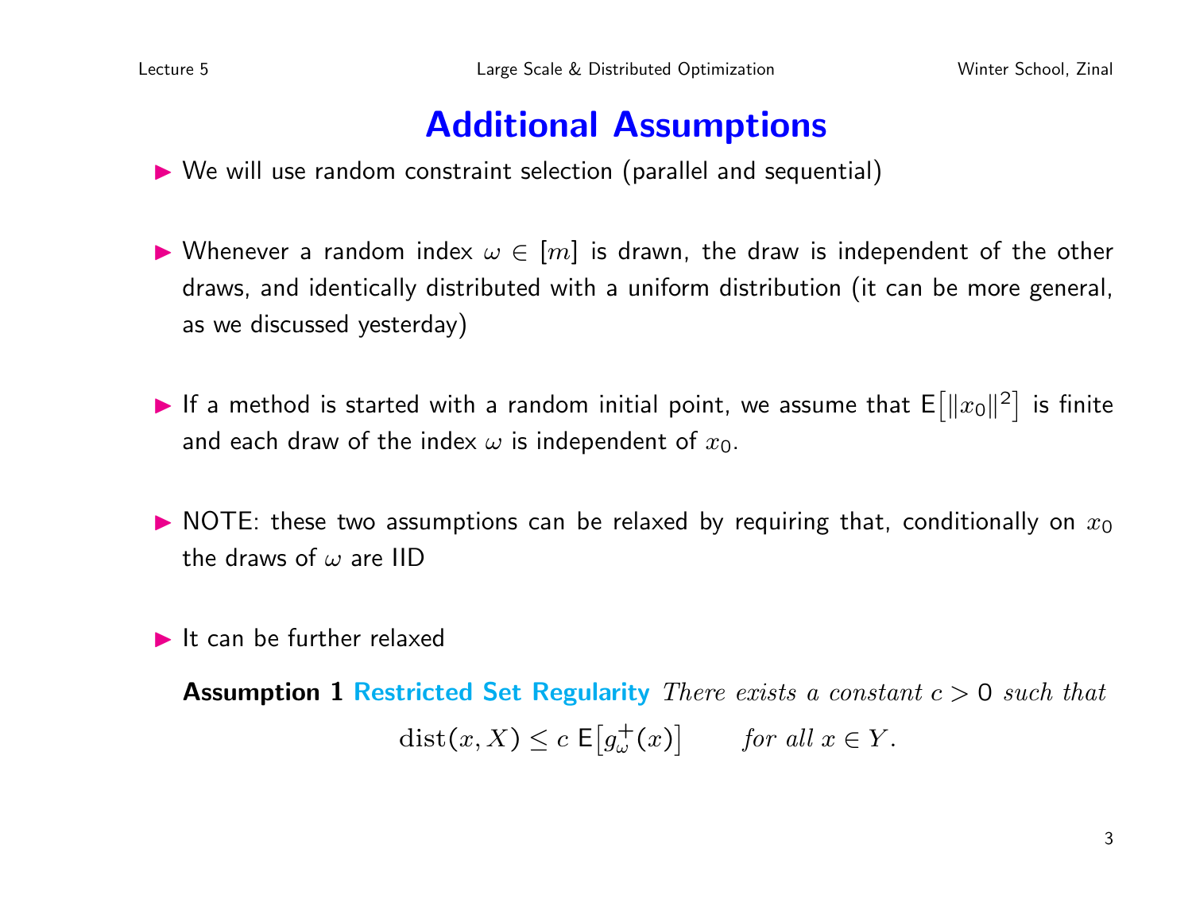# Additional Assumptions

- We will use random constraint selection (parallel and sequential)

- Whenever a random index $\omega \in [m]$ is drawn, the draw is independent of the other draws, and identically distributed with a uniform distribution (it can be more general, as we discussed yesterday)

- If a method is started with a random initial point, we assume that $\mathsf{E}\big[\|x_0\|^2\big]$ is finite and each draw of the index $\omega$ is independent of $x_0$.

- NOTE: these two assumptions can be relaxed by requiring that, conditionally on $x_0$ the draws of $\omega$ are IID

- It can be further relaxed

**Assumption 1** **Restricted Set Regularity** *There exists a constant $c > 0$ such that*

$$\mathrm{dist}(x, X) \le c\ \mathsf{E}\big[g_\omega^+(x)\big] \qquad \textit{for all } x \in Y.$$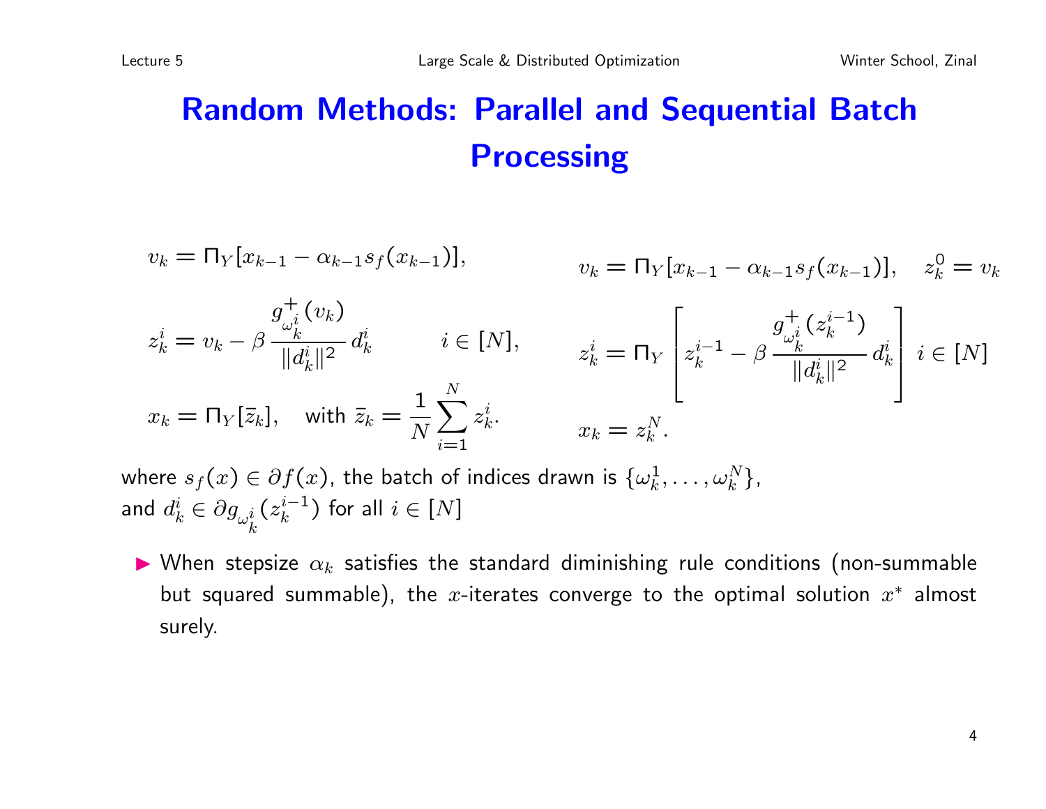# Random Methods: Parallel and Sequential Batch Processing

$$v_k = \Pi_Y[x_{k-1} - \alpha_{k-1} s_f(x_{k-1})],$$

$$z_k^i = v_k - \beta \, \frac{g^+_{\omega_k^i}(v_k)}{\|d_k^i\|^2} \, d_k^i \qquad i \in [N],$$

$$x_k = \Pi_Y[\bar{z}_k], \quad \text{with } \bar{z}_k = \frac{1}{N} \sum_{i=1}^{N} z_k^i.$$

$$v_k = \Pi_Y[x_{k-1} - \alpha_{k-1} s_f(x_{k-1})], \quad z_k^0 = v_k$$

$$z_k^i = \Pi_Y \left[ z_k^{i-1} - \beta \, \frac{g^+_{\omega_k^i}(z_k^{i-1})}{\|d_k^i\|^2} \, d_k^i \right] \; i \in [N]$$

$$x_k = z_k^N.$$

where $s_f(x) \in \partial f(x)$, the batch of indices drawn is $\{\omega_k^1, \ldots, \omega_k^N\}$, and $d_k^i \in \partial g_{\omega_k^i}(z_k^{i-1})$ for all $i \in [N]$

- When stepsize $\alpha_k$ satisfies the standard diminishing rule conditions (non-summable but squared summable), the $x$-iterates converge to the optimal solution $x^*$ almost surely.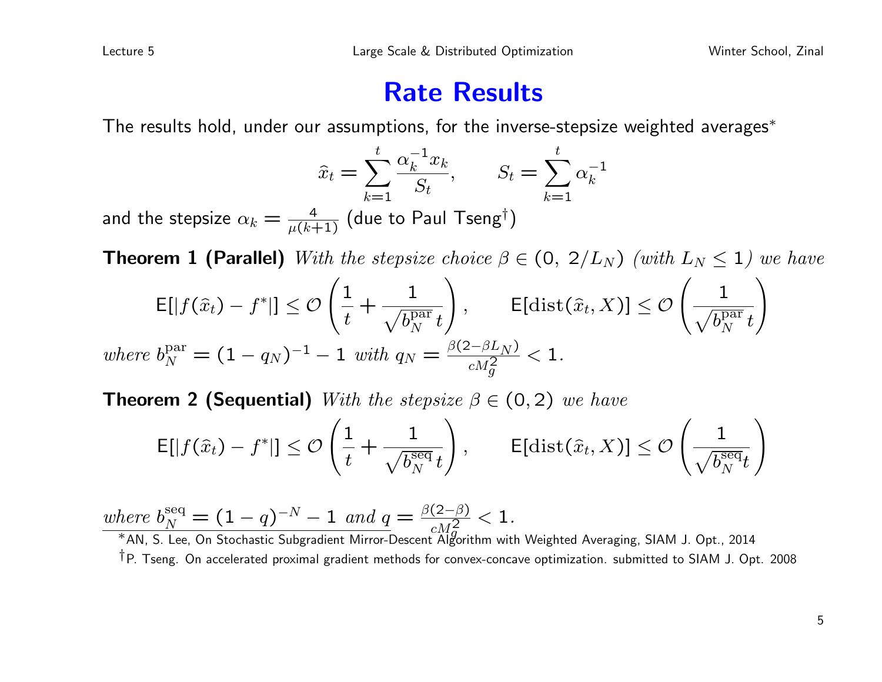# Rate Results

The results hold, under our assumptions, for the inverse-stepsize weighted averages*

$$\hat{x}_t = \sum_{k=1}^{t} \frac{\alpha_k^{-1} x_k}{S_t}, \qquad S_t = \sum_{k=1}^{t} \alpha_k^{-1}$$

and the stepsize $\alpha_k = \frac{4}{\mu(k+1)}$ (due to Paul Tseng†)

**Theorem 1 (Parallel)** *With the stepsize choice $\beta \in (0,\ 2/L_N)$ (with $L_N \leq 1$) we have*

$$\mathsf{E}[|f(\hat{x}_t) - f^*|] \leq \mathcal{O}\left(\frac{1}{t} + \frac{1}{\sqrt{b_N^{\text{par}}}\, t}\right), \qquad \mathsf{E}[\text{dist}(\hat{x}_t, X)] \leq \mathcal{O}\left(\frac{1}{\sqrt{b_N^{\text{par}}}\, t}\right)$$

*where $b_N^{\text{par}} = (1 - q_N)^{-1} - 1$ with $q_N = \frac{\beta(2-\beta L_N)}{cM_g^2} < 1$.*

**Theorem 2 (Sequential)** *With the stepsize $\beta \in (0, 2)$ we have*

$$\mathsf{E}[|f(\hat{x}_t) - f^*|] \leq \mathcal{O}\left(\frac{1}{t} + \frac{1}{\sqrt{b_N^{\text{seq}}}\, t}\right), \qquad \mathsf{E}[\text{dist}(\hat{x}_t, X)] \leq \mathcal{O}\left(\frac{1}{\sqrt{b_N^{\text{seq}}} t}\right)$$

*where $b_N^{\text{seq}} = (1 - q)^{-N} - 1$ and $q = \frac{\beta(2-\beta)}{cM_g^2} < 1$.*

*AN, S. Lee, On Stochastic Subgradient Mirror-Descent Algorithm with Weighted Averaging, SIAM J. Opt., 2014

†P. Tseng. On accelerated proximal gradient methods for convex-concave optimization. submitted to SIAM J. Opt. 2008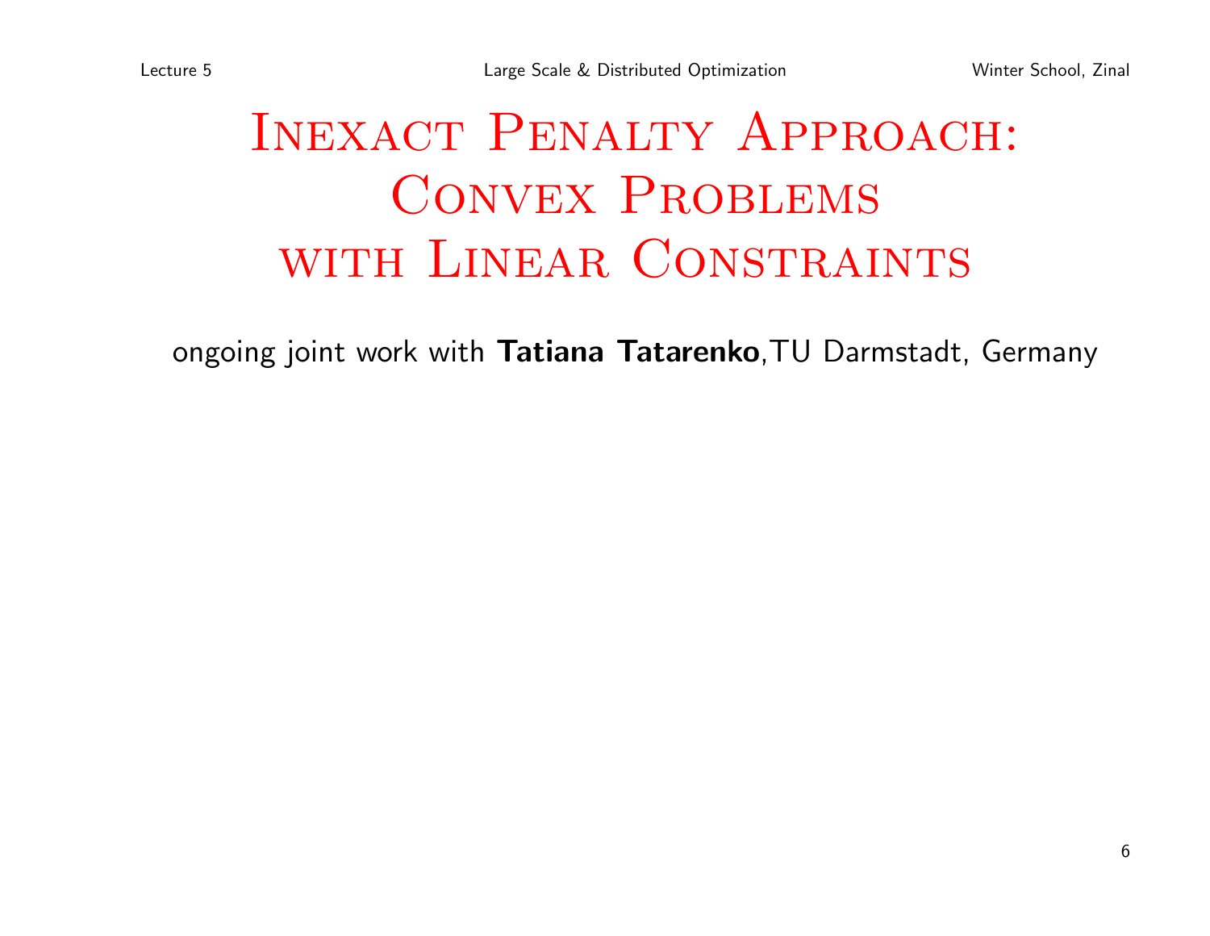# Inexact Penalty Approach: Convex Problems with Linear Constraints

ongoing joint work with **Tatiana Tatarenko**,TU Darmstadt, Germany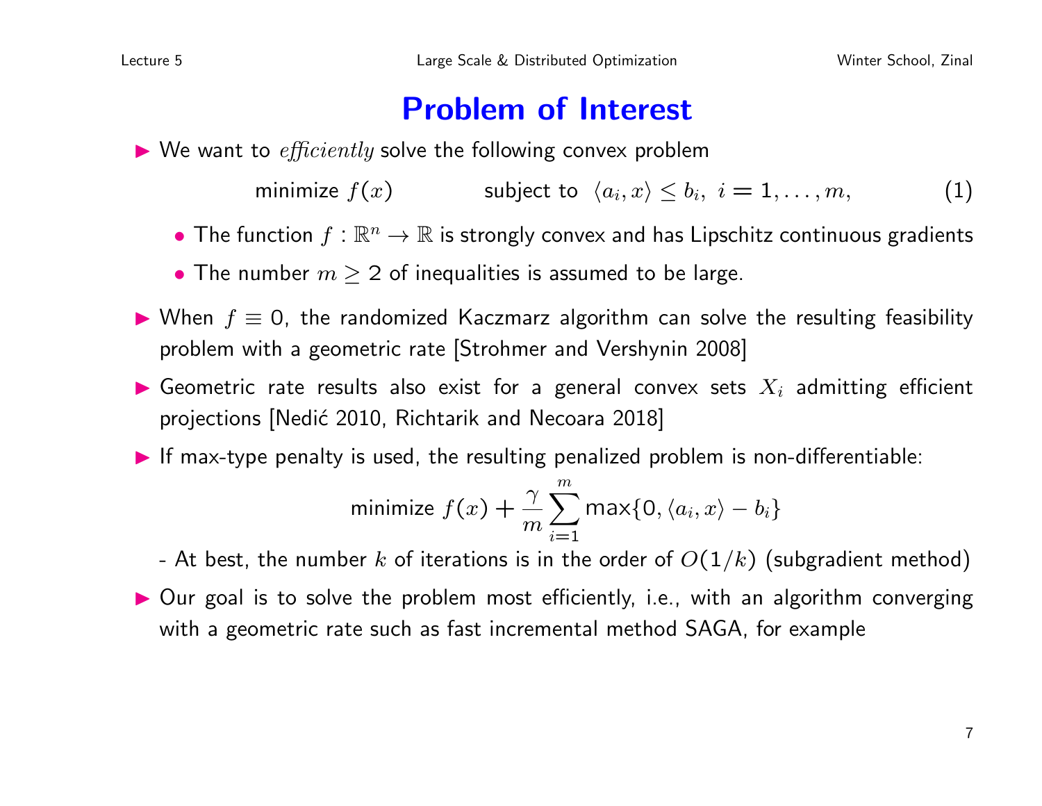# Problem of Interest

- We want to *efficiently* solve the following convex problem

$$\text{minimize } f(x) \qquad\qquad \text{subject to } \langle a_i, x\rangle \le b_i,\ i = 1, \ldots, m, \tag{1}$$

  - The function $f : \mathbb{R}^n \to \mathbb{R}$ is strongly convex and has Lipschitz continuous gradients
  - The number $m \ge 2$ of inequalities is assumed to be large.

- When $f \equiv 0$, the randomized Kaczmarz algorithm can solve the resulting feasibility problem with a geometric rate [Strohmer and Vershynin 2008]

- Geometric rate results also exist for a general convex sets $X_i$ admitting efficient projections [Nedić 2010, Richtarik and Necoara 2018]

- If max-type penalty is used, the resulting penalized problem is non-differentiable:

$$\text{minimize } f(x) + \frac{\gamma}{m}\sum_{i=1}^{m} \max\{0, \langle a_i, x\rangle - b_i\}$$

  - At best, the number $k$ of iterations is in the order of $O(1/k)$ (subgradient method)

- Our goal is to solve the problem most efficiently, i.e., with an algorithm converging with a geometric rate such as fast incremental method SAGA, for example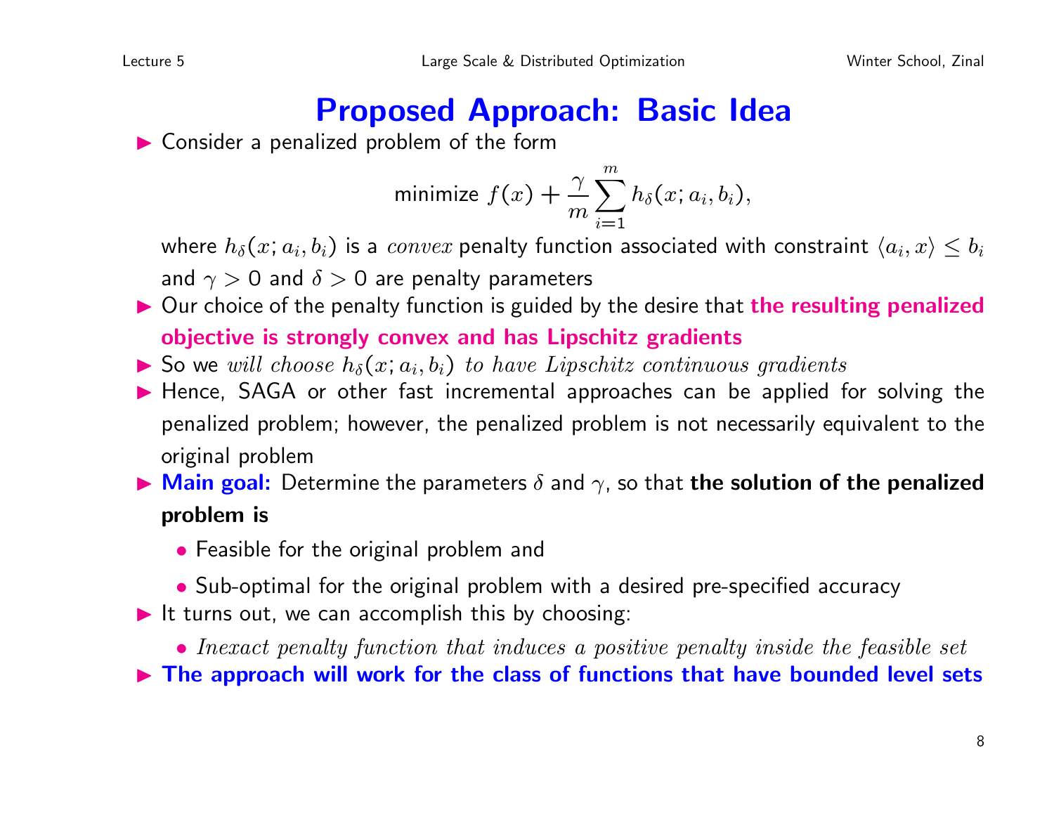# Proposed Approach: Basic Idea

- Consider a penalized problem of the form

$$\text{minimize } f(x) + \frac{\gamma}{m}\sum_{i=1}^{m} h_\delta(x; a_i, b_i),$$

  where $h_\delta(x; a_i, b_i)$ is a *convex* penalty function associated with constraint $\langle a_i, x\rangle \le b_i$ and $\gamma > 0$ and $\delta > 0$ are penalty parameters
- Our choice of the penalty function is guided by the desire that **the resulting penalized objective is strongly convex and has Lipschitz gradients**
- So we *will choose $h_\delta(x; a_i, b_i)$ to have Lipschitz continuous gradients*
- Hence, SAGA or other fast incremental approaches can be applied for solving the penalized problem; however, the penalized problem is not necessarily equivalent to the original problem
- **Main goal:** Determine the parameters $\delta$ and $\gamma$, so that **the solution of the penalized problem is**
  - Feasible for the original problem and
  - Sub-optimal for the original problem with a desired pre-specified accuracy
- It turns out, we can accomplish this by choosing:
  - *Inexact penalty function that induces a positive penalty inside the feasible set*
- **The approach will work for the class of functions that have bounded level sets**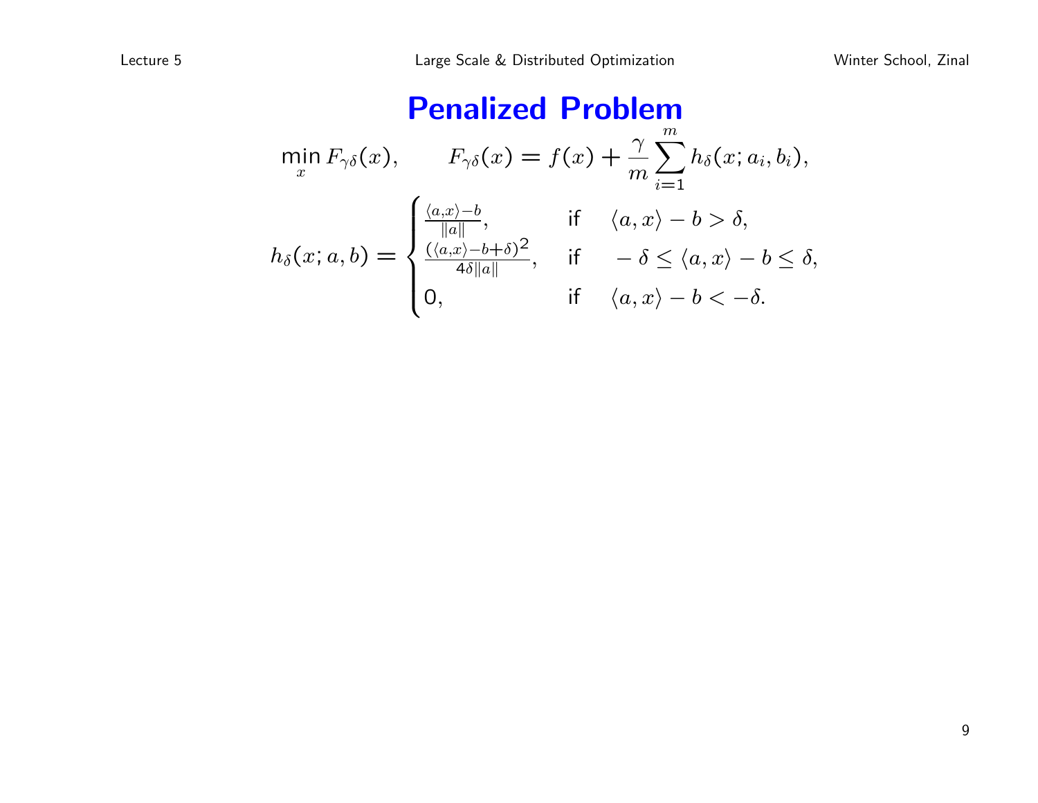# Penalized Problem

$$\min_x F_{\gamma\delta}(x), \qquad F_{\gamma\delta}(x) = f(x) + \frac{\gamma}{m}\sum_{i=1}^{m} h_\delta(x; a_i, b_i),$$

$$h_\delta(x; a, b) = \begin{cases} \frac{\langle a,x\rangle - b}{\|a\|}, & \text{if} \quad \langle a, x\rangle - b > \delta, \\ \frac{(\langle a,x\rangle - b + \delta)^2}{4\delta\|a\|}, & \text{if} \quad -\delta \le \langle a, x\rangle - b \le \delta, \\ 0, & \text{if} \quad \langle a, x\rangle - b < -\delta. \end{cases}$$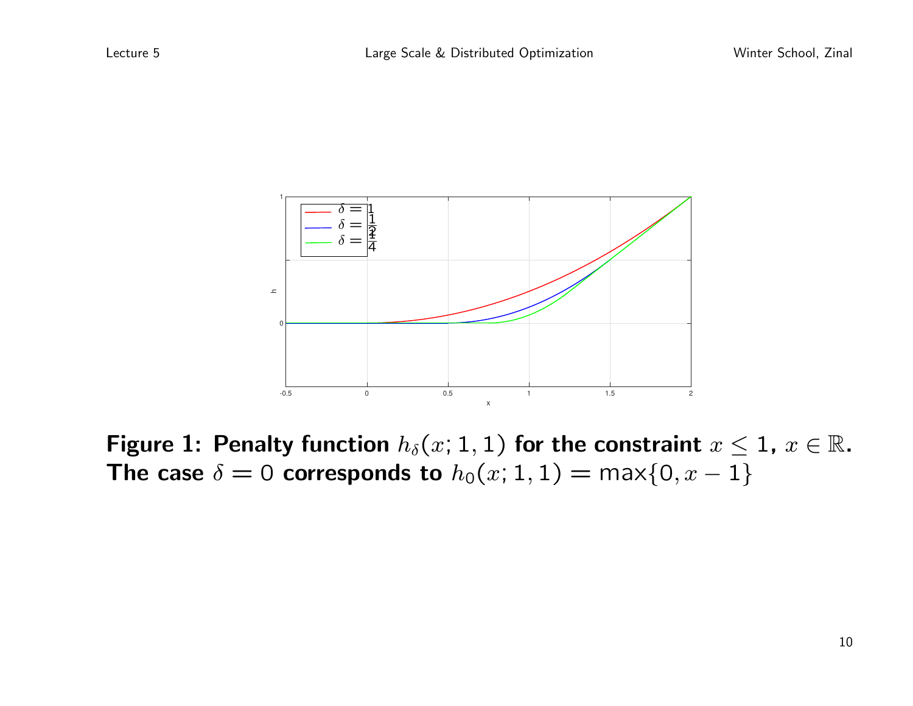**Figure 1: Penalty function $h_\delta(x; 1, 1)$ for the constraint $x \leq 1$, $x \in \mathbb{R}$. The case $\delta = 0$ corresponds to $h_0(x; 1, 1) = \max\{0, x - 1\}$**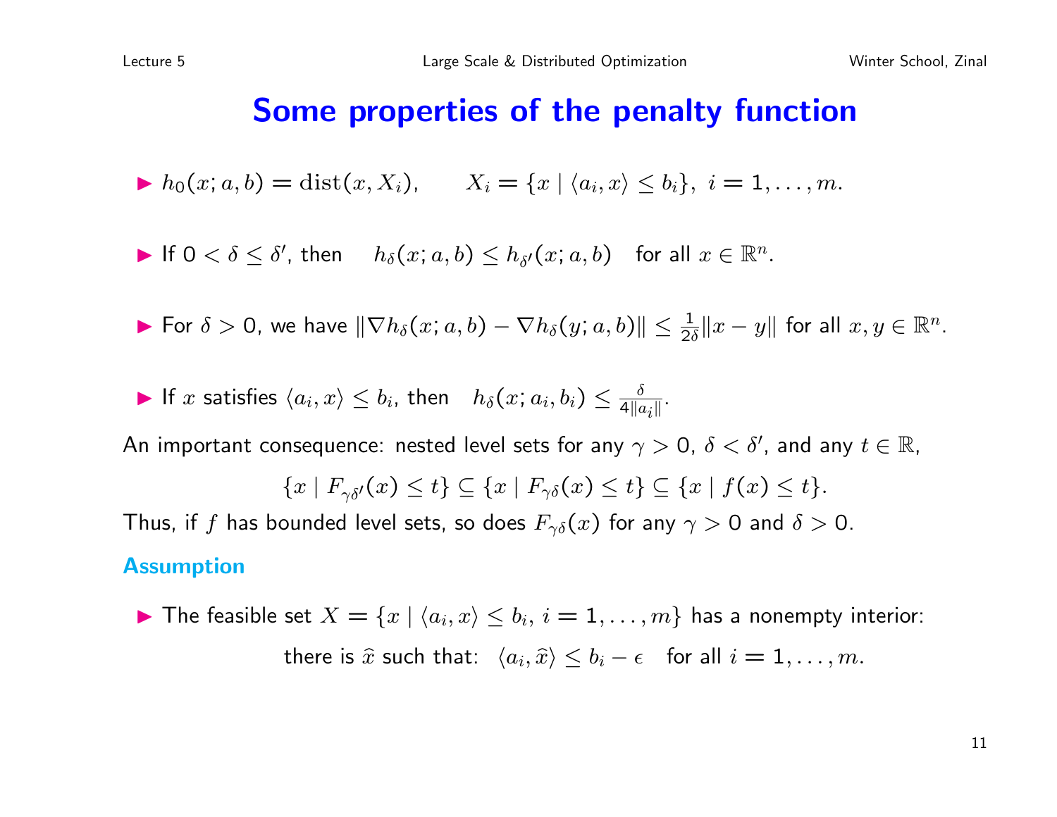# Some properties of the penalty function

- $h_0(x; a, b) = \operatorname{dist}(x, X_i), \qquad X_i = \{x \mid \langle a_i, x \rangle \le b_i\},\ i = 1, \ldots, m.$

- If $0 < \delta \le \delta'$, then $\quad h_\delta(x; a, b) \le h_{\delta'}(x; a, b) \quad$ for all $x \in \mathbb{R}^n$.

- For $\delta > 0$, we have $\|\nabla h_\delta(x; a, b) - \nabla h_\delta(y; a, b)\| \le \frac{1}{2\delta}\|x - y\|$ for all $x, y \in \mathbb{R}^n$.

- If $x$ satisfies $\langle a_i, x \rangle \le b_i$, then $\quad h_\delta(x; a_i, b_i) \le \frac{\delta}{4\|a_i\|}$.

An important consequence: nested level sets for any $\gamma > 0$, $\delta < \delta'$, and any $t \in \mathbb{R}$,

$$\{x \mid F_{\gamma\delta'}(x) \le t\} \subseteq \{x \mid F_{\gamma\delta}(x) \le t\} \subseteq \{x \mid f(x) \le t\}.$$

Thus, if $f$ has bounded level sets, so does $F_{\gamma\delta}(x)$ for any $\gamma > 0$ and $\delta > 0$.

### Assumption

- The feasible set $X = \{x \mid \langle a_i, x \rangle \le b_i,\ i = 1, \ldots, m\}$ has a nonempty interior:

$$\text{there is } \widehat{x} \text{ such that: } \ \langle a_i, \widehat{x} \rangle \le b_i - \epsilon \quad \text{for all } i = 1, \ldots, m.$$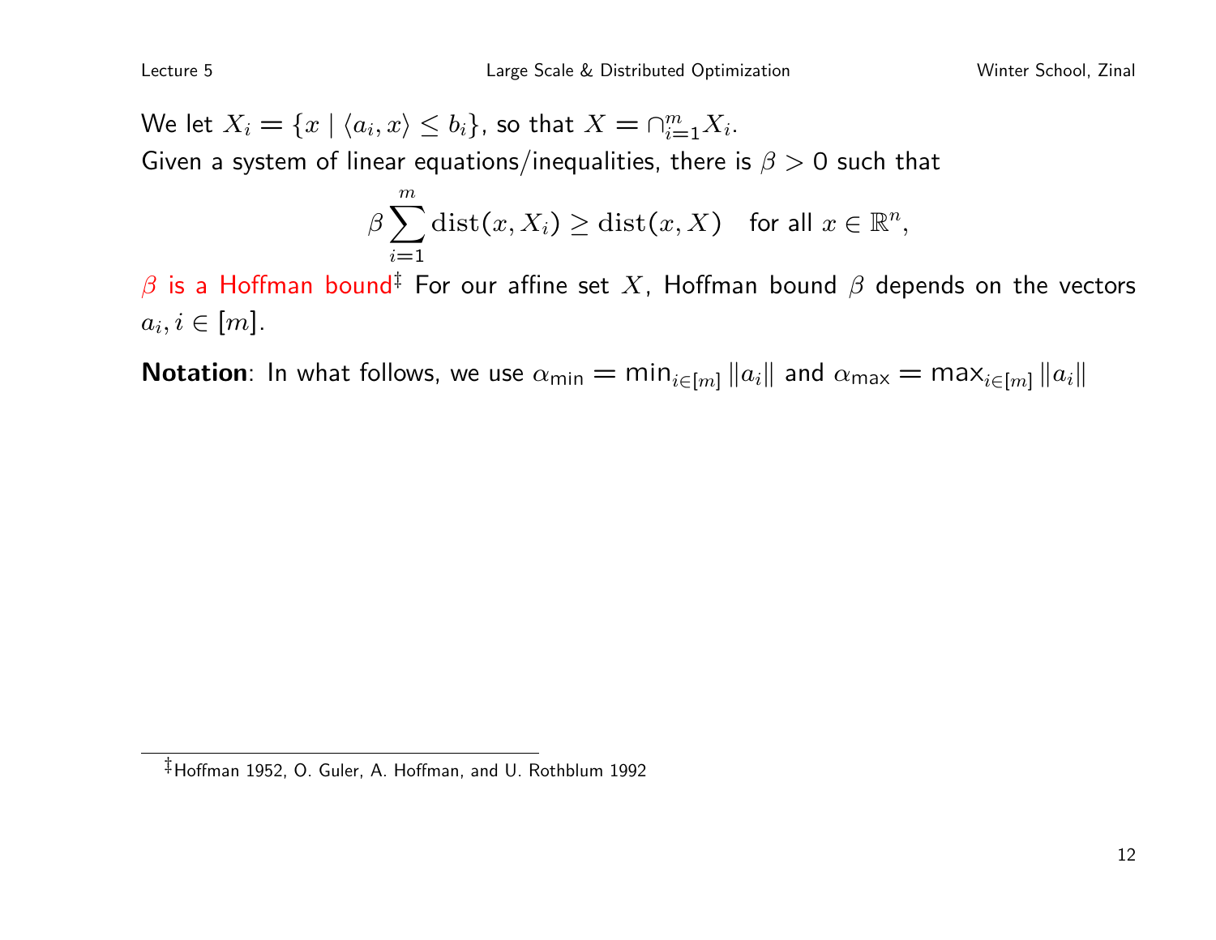We let $X_i = \{x \mid \langle a_i, x\rangle \le b_i\}$, so that $X = \cap_{i=1}^m X_i$.
Given a system of linear equations/inequalities, there is $\beta > 0$ such that

$$\beta \sum_{i=1}^{m} \mathrm{dist}(x, X_i) \ge \mathrm{dist}(x, X) \quad \text{for all } x \in \mathbb{R}^n,$$

$\beta$ is a Hoffman bound[‡] For our affine set $X$, Hoffman bound $\beta$ depends on the vectors $a_i, i \in [m]$.

**Notation**: In what follows, we use $\alpha_{\min} = \min_{i\in[m]} \|a_i\|$ and $\alpha_{\max} = \max_{i\in[m]} \|a_i\|$

[‡] Hoffman 1952, O. Guler, A. Hoffman, and U. Rothblum 1992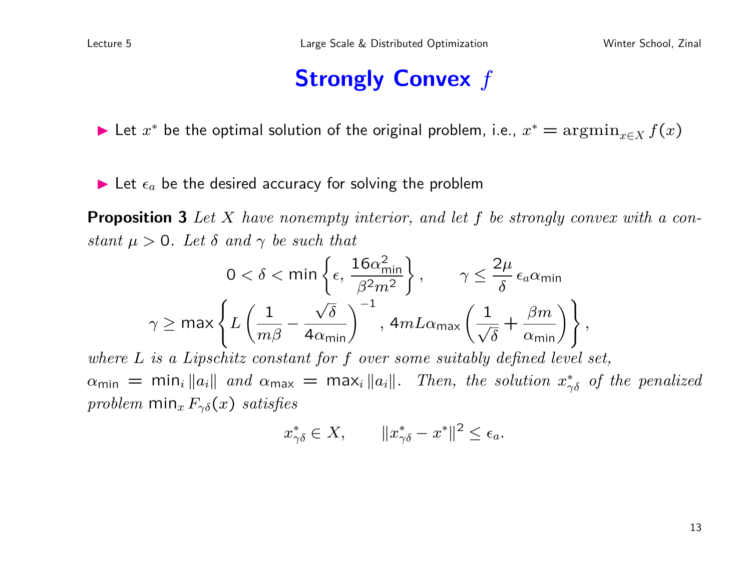# Strongly Convex $f$

- Let $x^*$ be the optimal solution of the original problem, i.e., $x^* = \text{argmin}_{x \in X} f(x)$

- Let $\epsilon_a$ be the desired accuracy for solving the problem

**Proposition 3** *Let $X$ have nonempty interior, and let $f$ be strongly convex with a constant $\mu > 0$. Let $\delta$ and $\gamma$ be such that*

$$0 < \delta < \min \left\{ \epsilon, \frac{16\alpha_{\min}^2}{\beta^2 m^2} \right\}, \qquad \gamma \leq \frac{2\mu}{\delta} \epsilon_a \alpha_{\min}$$

$$\gamma \geq \max \left\{ L \left( \frac{1}{m\beta} - \frac{\sqrt{\delta}}{4\alpha_{\min}} \right)^{-1}, 4mL\alpha_{\max} \left( \frac{1}{\sqrt{\delta}} + \frac{\beta m}{\alpha_{\min}} \right) \right\},$$

*where $L$ is a Lipschitz constant for $f$ over some suitably defined level set,* $\alpha_{\min} = \min_i \|a_i\|$ *and* $\alpha_{\max} = \max_i \|a_i\|$. *Then, the solution $x^*_{\gamma\delta}$ of the penalized problem $\min_x F_{\gamma\delta}(x)$ satisfies*

$$x^*_{\gamma\delta} \in X, \qquad \|x^*_{\gamma\delta} - x^*\|^2 \leq \epsilon_a.$$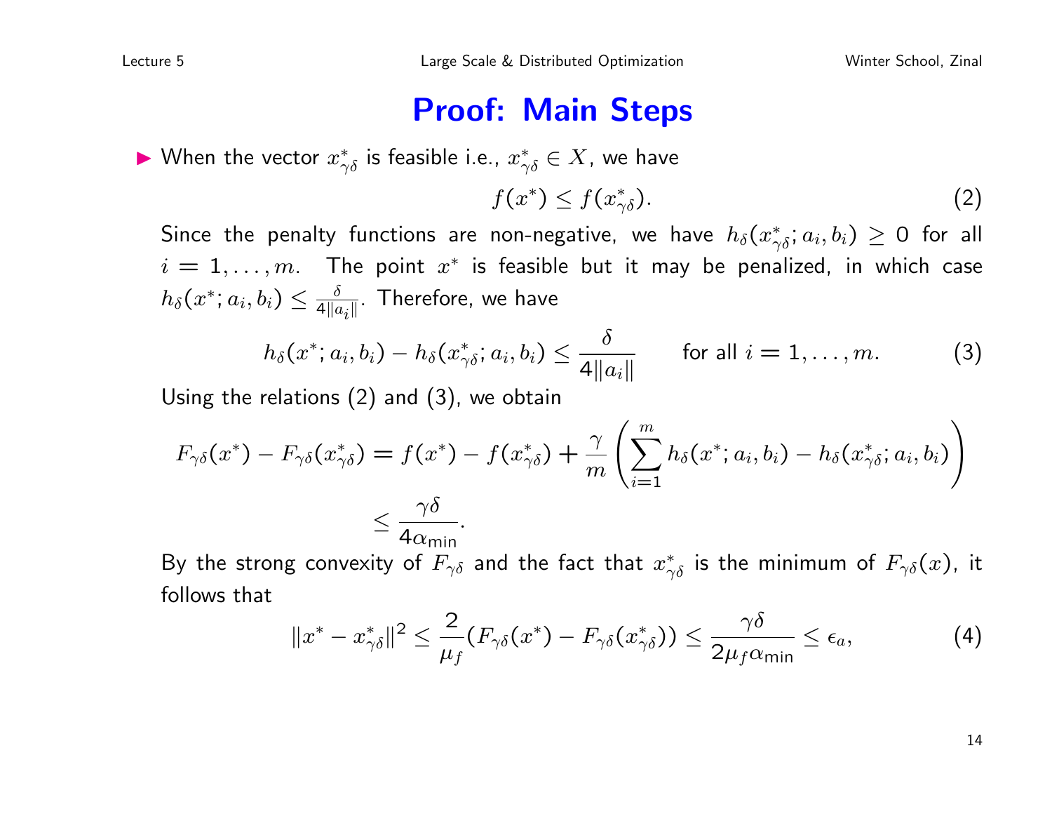# Proof: Main Steps

- When the vector $x^*_{\gamma\delta}$ is feasible i.e., $x^*_{\gamma\delta} \in X$, we have

$$f(x^*) \le f(x^*_{\gamma\delta}). \tag{2}$$

Since the penalty functions are non-negative, we have $h_\delta(x^*_{\gamma\delta}; a_i, b_i) \ge 0$ for all $i = 1, \ldots, m$. The point $x^*$ is feasible but it may be penalized, in which case $h_\delta(x^*; a_i, b_i) \le \frac{\delta}{4\|a_i\|}$. Therefore, we have

$$h_\delta(x^*; a_i, b_i) - h_\delta(x^*_{\gamma\delta}; a_i, b_i) \le \frac{\delta}{4\|a_i\|} \qquad \text{for all } i = 1, \ldots, m. \tag{3}$$

Using the relations (2) and (3), we obtain

$$F_{\gamma\delta}(x^*) - F_{\gamma\delta}(x^*_{\gamma\delta}) = f(x^*) - f(x^*_{\gamma\delta}) + \frac{\gamma}{m}\left(\sum_{i=1}^{m} h_\delta(x^*; a_i, b_i) - h_\delta(x^*_{\gamma\delta}; a_i, b_i)\right)$$

$$\le \frac{\gamma\delta}{4\alpha_{\min}}.$$

By the strong convexity of $F_{\gamma\delta}$ and the fact that $x^*_{\gamma\delta}$ is the minimum of $F_{\gamma\delta}(x)$, it follows that

$$\|x^* - x^*_{\gamma\delta}\|^2 \le \frac{2}{\mu_f}(F_{\gamma\delta}(x^*) - F_{\gamma\delta}(x^*_{\gamma\delta})) \le \frac{\gamma\delta}{2\mu_f\alpha_{\min}} \le \epsilon_a, \tag{4}$$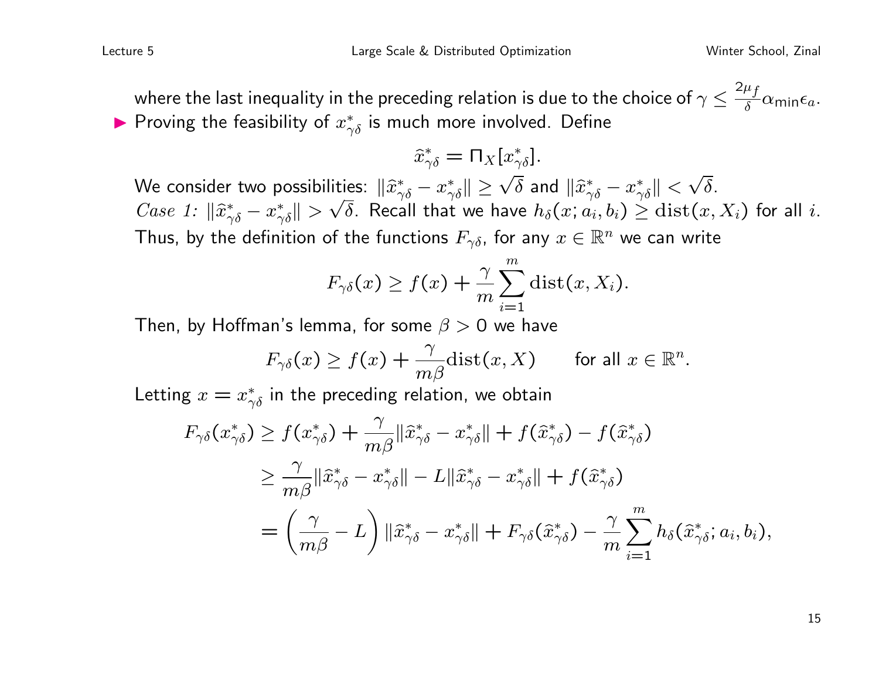where the last inequality in the preceding relation is due to the choice of $\gamma \leq \frac{2\mu_f}{\delta}\alpha_{\min}\epsilon_a$.

- Proving the feasibility of $x^*_{\gamma\delta}$ is much more involved. Define

$$\widehat{x}^*_{\gamma\delta} = \Pi_X[x^*_{\gamma\delta}].$$

We consider two possibilities: $\|\widehat{x}^*_{\gamma\delta} - x^*_{\gamma\delta}\| \geq \sqrt{\delta}$ and $\|\widehat{x}^*_{\gamma\delta} - x^*_{\gamma\delta}\| < \sqrt{\delta}$.

*Case 1:* $\|\widehat{x}^*_{\gamma\delta} - x^*_{\gamma\delta}\| > \sqrt{\delta}$. Recall that we have $h_\delta(x; a_i, b_i) \geq \mathrm{dist}(x, X_i)$ for all $i$. Thus, by the definition of the functions $F_{\gamma\delta}$, for any $x \in \mathbb{R}^n$ we can write

$$F_{\gamma\delta}(x) \geq f(x) + \frac{\gamma}{m}\sum_{i=1}^{m} \mathrm{dist}(x, X_i).$$

Then, by Hoffman's lemma, for some $\beta > 0$ we have

$$F_{\gamma\delta}(x) \geq f(x) + \frac{\gamma}{m\beta}\mathrm{dist}(x, X) \qquad \text{for all } x \in \mathbb{R}^n.$$

Letting $x = x^*_{\gamma\delta}$ in the preceding relation, we obtain

$$\begin{aligned}
F_{\gamma\delta}(x^*_{\gamma\delta}) &\geq f(x^*_{\gamma\delta}) + \frac{\gamma}{m\beta}\|\widehat{x}^*_{\gamma\delta} - x^*_{\gamma\delta}\| + f(\widehat{x}^*_{\gamma\delta}) - f(\widehat{x}^*_{\gamma\delta}) \\
&\geq \frac{\gamma}{m\beta}\|\widehat{x}^*_{\gamma\delta} - x^*_{\gamma\delta}\| - L\|\widehat{x}^*_{\gamma\delta} - x^*_{\gamma\delta}\| + f(\widehat{x}^*_{\gamma\delta}) \\
&= \left(\frac{\gamma}{m\beta} - L\right)\|\widehat{x}^*_{\gamma\delta} - x^*_{\gamma\delta}\| + F_{\gamma\delta}(\widehat{x}^*_{\gamma\delta}) - \frac{\gamma}{m}\sum_{i=1}^{m} h_\delta(\widehat{x}^*_{\gamma\delta}; a_i, b_i),
\end{aligned}$$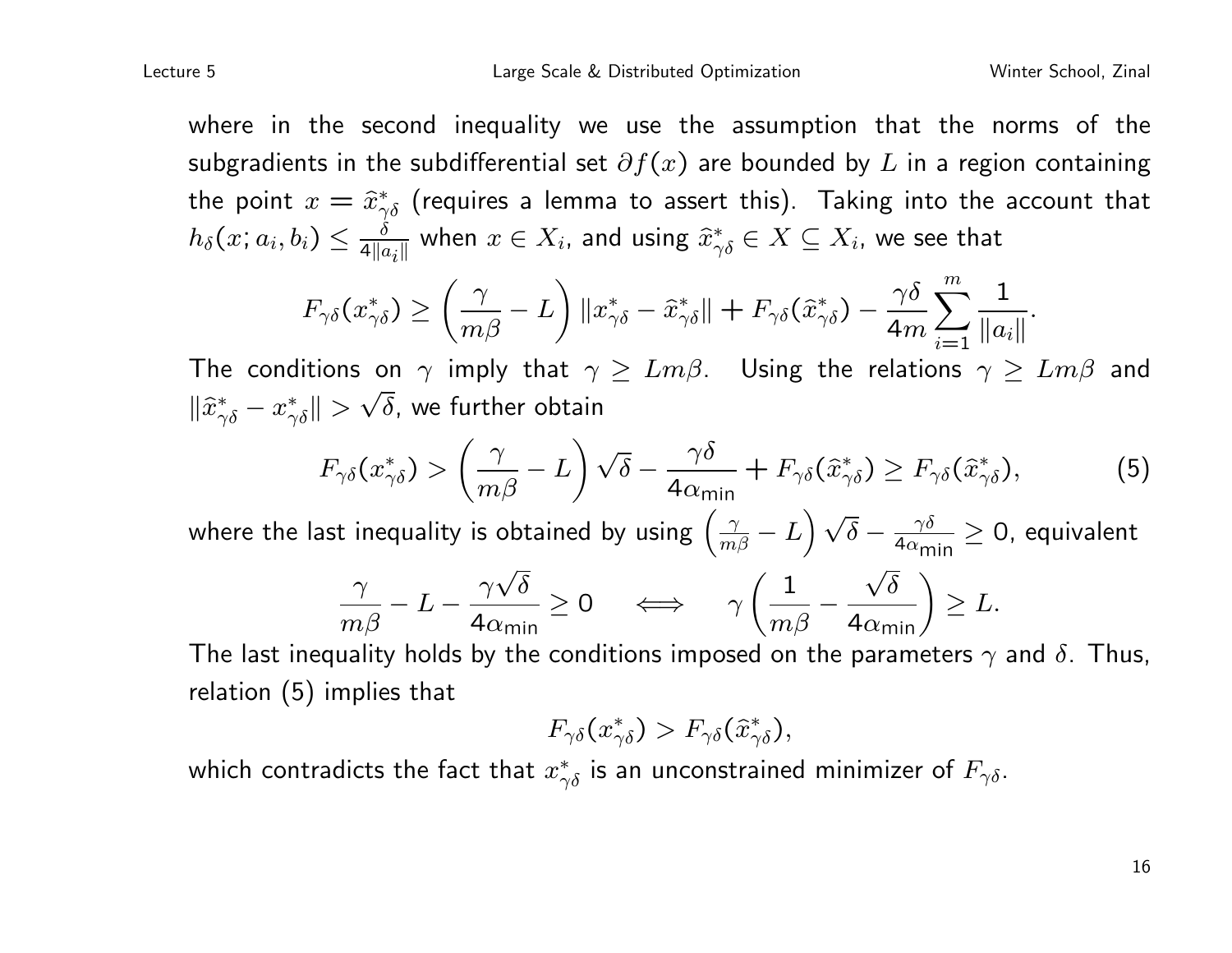where in the second inequality we use the assumption that the norms of the subgradients in the subdifferential set $\partial f(x)$ are bounded by $L$ in a region containing the point $x = \widehat{x}^*_{\gamma\delta}$ (requires a lemma to assert this). Taking into the account that $h_\delta(x; a_i, b_i) \le \frac{\delta}{4\|a_i\|}$ when $x \in X_i$, and using $\widehat{x}^*_{\gamma\delta} \in X \subseteq X_i$, we see that

$$F_{\gamma\delta}(x^*_{\gamma\delta}) \ge \left(\frac{\gamma}{m\beta} - L\right) \|x^*_{\gamma\delta} - \widehat{x}^*_{\gamma\delta}\| + F_{\gamma\delta}(\widehat{x}^*_{\gamma\delta}) - \frac{\gamma\delta}{4m} \sum_{i=1}^{m} \frac{1}{\|a_i\|}.$$

The conditions on $\gamma$ imply that $\gamma \ge Lm\beta$. Using the relations $\gamma \ge Lm\beta$ and $\|\widehat{x}^*_{\gamma\delta} - x^*_{\gamma\delta}\| > \sqrt{\delta}$, we further obtain

$$F_{\gamma\delta}(x^*_{\gamma\delta}) > \left(\frac{\gamma}{m\beta} - L\right)\sqrt{\delta} - \frac{\gamma\delta}{4\alpha_{\min}} + F_{\gamma\delta}(\widehat{x}^*_{\gamma\delta}) \ge F_{\gamma\delta}(\widehat{x}^*_{\gamma\delta}), \tag{5}$$

where the last inequality is obtained by using $\left(\frac{\gamma}{m\beta} - L\right)\sqrt{\delta} - \frac{\gamma\delta}{4\alpha_{\min}} \ge 0$, equivalent

$$\frac{\gamma}{m\beta} - L - \frac{\gamma\sqrt{\delta}}{4\alpha_{\min}} \ge 0 \quad \Longleftrightarrow \quad \gamma\left(\frac{1}{m\beta} - \frac{\sqrt{\delta}}{4\alpha_{\min}}\right) \ge L.$$

The last inequality holds by the conditions imposed on the parameters $\gamma$ and $\delta$. Thus, relation (5) implies that

$$F_{\gamma\delta}(x^*_{\gamma\delta}) > F_{\gamma\delta}(\widehat{x}^*_{\gamma\delta}),$$

which contradicts the fact that $x^*_{\gamma\delta}$ is an unconstrained minimizer of $F_{\gamma\delta}$.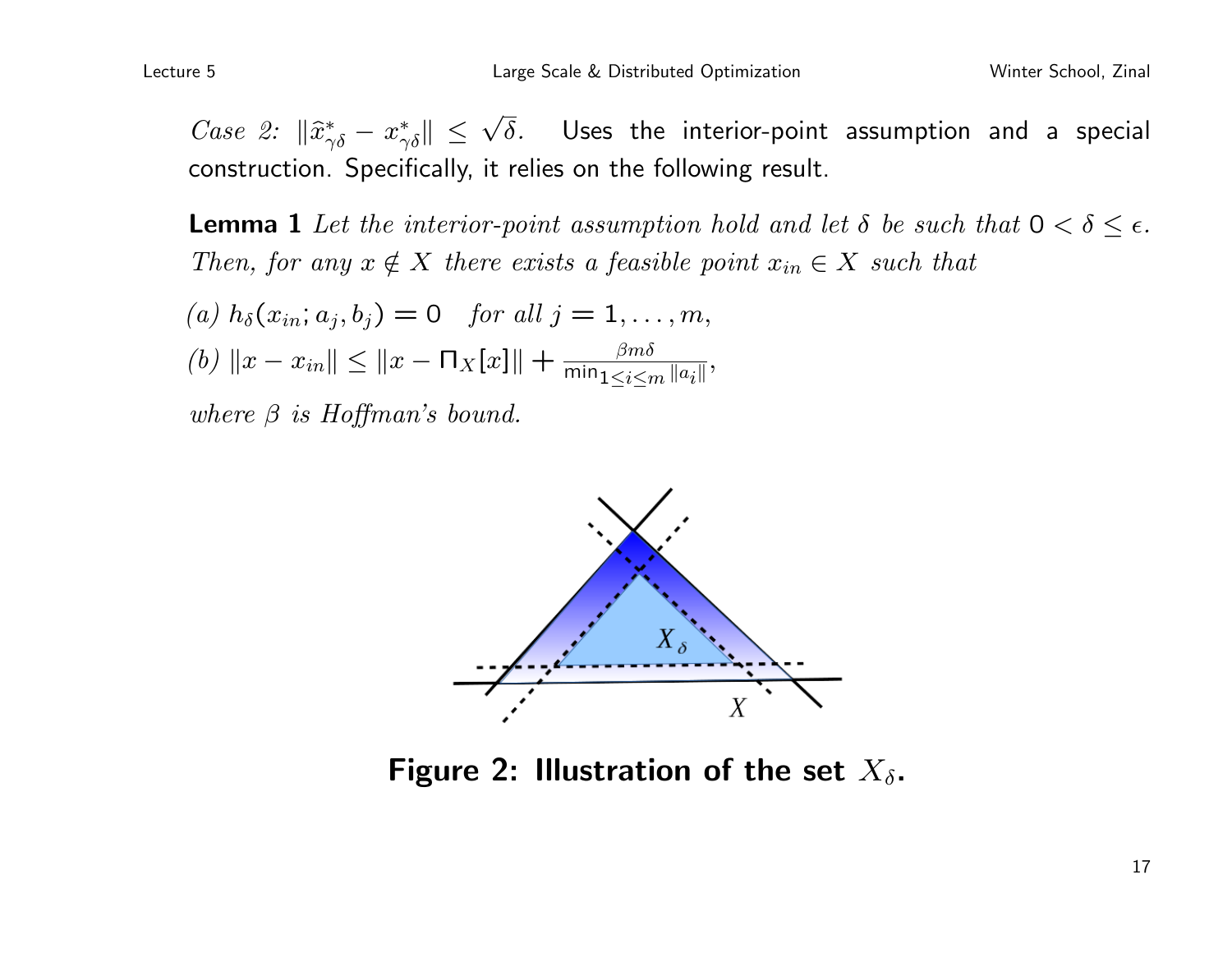*Case 2:* $\|\widehat{x}^*_{\gamma\delta} - x^*_{\gamma\delta}\| \le \sqrt{\delta}$. Uses the interior-point assumption and a special construction. Specifically, it relies on the following result.

**Lemma 1** *Let the interior-point assumption hold and let $\delta$ be such that $0 < \delta \le \epsilon$. Then, for any $x \notin X$ there exists a feasible point $x_{in} \in X$ such that*

*(a)* $h_\delta(x_{in}; a_j, b_j) = 0$ *for all* $j = 1, \ldots, m$,

*(b)* $\|x - x_{in}\| \le \|x - \Pi_X[x]\| + \frac{\beta m \delta}{\min_{1 \le i \le m} \|a_i\|}$,

*where $\beta$ is Hoffman's bound.*

**Figure 2: Illustration of the set $X_\delta$.**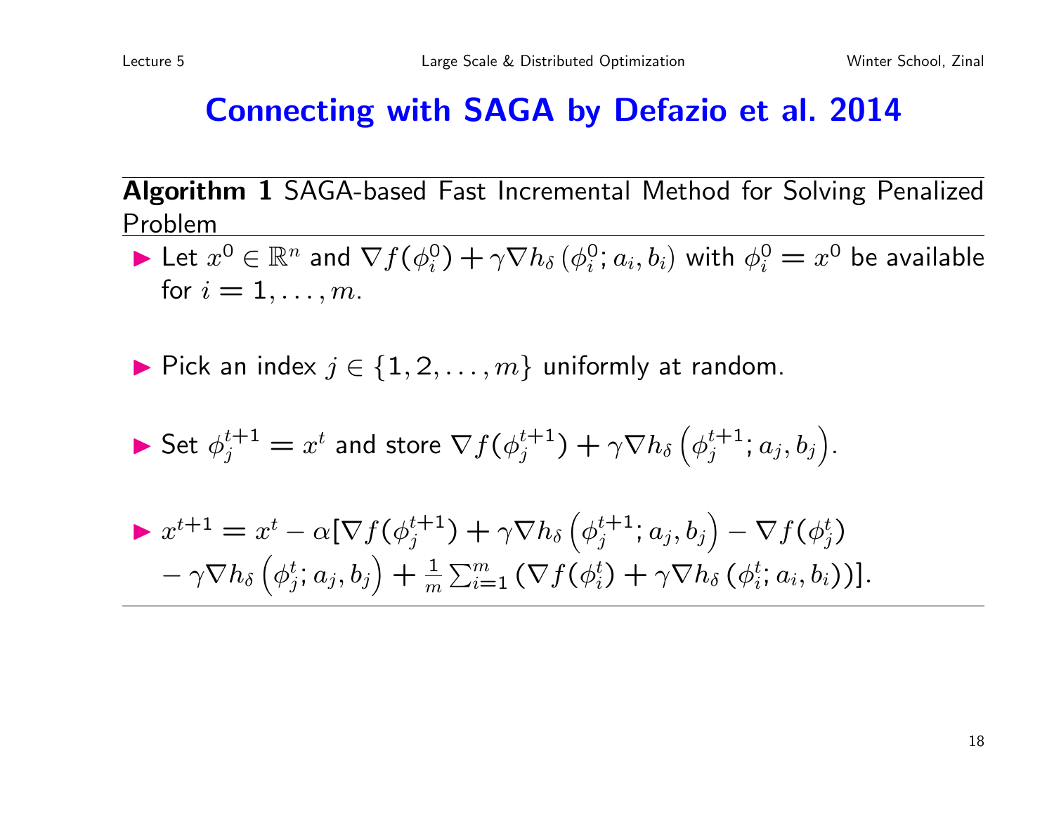# Connecting with SAGA by Defazio et al. 2014

**Algorithm 1** SAGA-based Fast Incremental Method for Solving Penalized Problem

- Let $x^0 \in \mathbb{R}^n$ and $\nabla f(\phi_i^0) + \gamma \nabla h_\delta(\phi_i^0; a_i, b_i)$ with $\phi_i^0 = x^0$ be available for $i = 1, \ldots, m$.
- Pick an index $j \in \{1, 2, \ldots, m\}$ uniformly at random.
- Set $\phi_j^{t+1} = x^t$ and store $\nabla f(\phi_j^{t+1}) + \gamma \nabla h_\delta\left(\phi_j^{t+1}; a_j, b_j\right)$.
- $x^{t+1} = x^t - \alpha[\nabla f(\phi_j^{t+1}) + \gamma \nabla h_\delta\left(\phi_j^{t+1}; a_j, b_j\right) - \nabla f(\phi_j^t)$
  $- \gamma \nabla h_\delta\left(\phi_j^t; a_j, b_j\right) + \frac{1}{m}\sum_{i=1}^m \left(\nabla f(\phi_i^t) + \gamma \nabla h_\delta(\phi_i^t; a_i, b_i)\right)]$.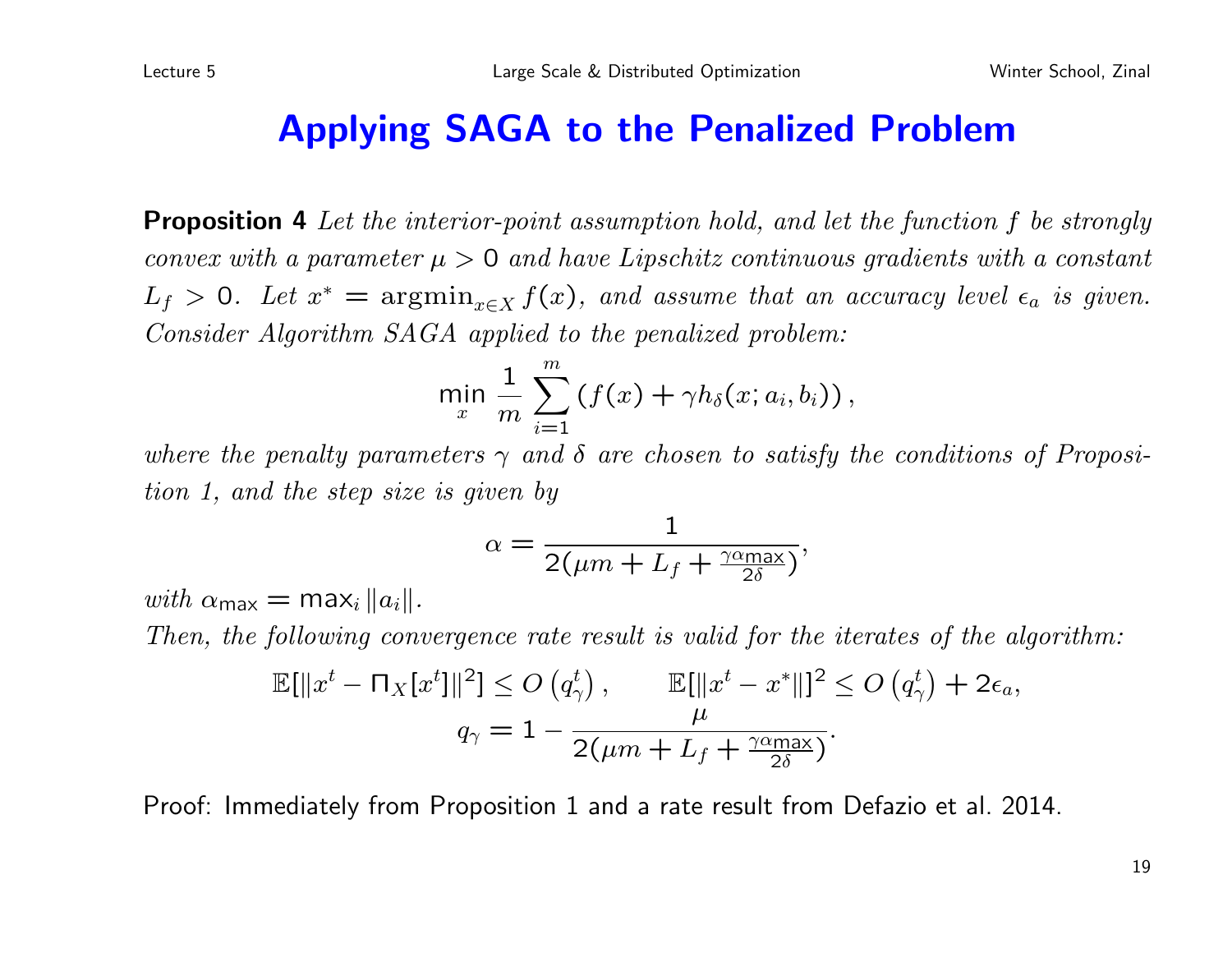# Applying SAGA to the Penalized Problem

**Proposition 4** *Let the interior-point assumption hold, and let the function $f$ be strongly convex with a parameter $\mu > 0$ and have Lipschitz continuous gradients with a constant $L_f > 0$. Let $x^* = \mathrm{argmin}_{x \in X} f(x)$, and assume that an accuracy level $\epsilon_a$ is given. Consider Algorithm SAGA applied to the penalized problem:*

$$\min_x \frac{1}{m} \sum_{i=1}^{m} \left( f(x) + \gamma h_\delta(x; a_i, b_i) \right),$$

*where the penalty parameters $\gamma$ and $\delta$ are chosen to satisfy the conditions of Proposition 1, and the step size is given by*

$$\alpha = \frac{1}{2(\mu m + L_f + \frac{\gamma \alpha_{\max}}{2\delta})},$$

*with $\alpha_{\max} = \max_i \|a_i\|$.*

*Then, the following convergence rate result is valid for the iterates of the algorithm:*

$$\mathbb{E}[\|x^t - \Pi_X[x^t]\|^2] \leq O\left(q_\gamma^t\right), \qquad \mathbb{E}[\|x^t - x^*\|]^2 \leq O\left(q_\gamma^t\right) + 2\epsilon_a,$$

$$q_\gamma = 1 - \frac{\mu}{2(\mu m + L_f + \frac{\gamma \alpha_{\max}}{2\delta})}.$$

Proof: Immediately from Proposition 1 and a rate result from Defazio et al. 2014.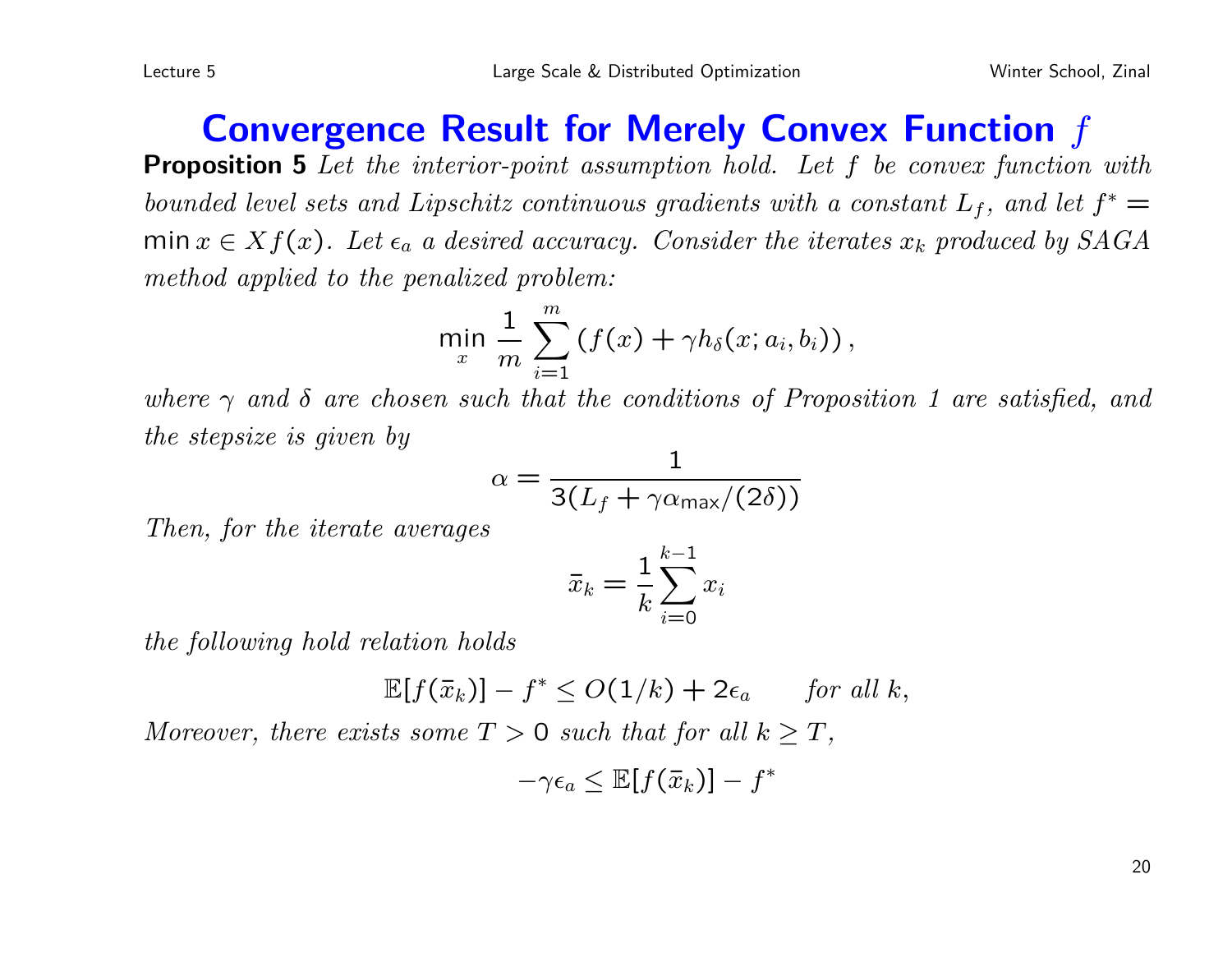# Convergence Result for Merely Convex Function $f$

**Proposition 5** *Let the interior-point assumption hold. Let $f$ be convex function with bounded level sets and Lipschitz continuous gradients with a constant $L_f$, and let $f^* = \min x \in X f(x)$. Let $\epsilon_a$ a desired accuracy. Consider the iterates $x_k$ produced by SAGA method applied to the penalized problem:*

$$\min_x \frac{1}{m} \sum_{i=1}^{m} \left( f(x) + \gamma h_\delta(x; a_i, b_i) \right),$$

*where $\gamma$ and $\delta$ are chosen such that the conditions of Proposition 1 are satisfied, and the stepsize is given by*

$$\alpha = \frac{1}{3(L_f + \gamma \alpha_{\max}/(2\delta))}$$

*Then, for the iterate averages*

$$\bar{x}_k = \frac{1}{k} \sum_{i=0}^{k-1} x_i$$

*the following hold relation holds*

$$\mathbb{E}[f(\bar{x}_k)] - f^* \leq O(1/k) + 2\epsilon_a \qquad \text{for all } k,$$

*Moreover, there exists some $T > 0$ such that for all $k \geq T$,*

$$-\gamma \epsilon_a \leq \mathbb{E}[f(\bar{x}_k)] - f^*$$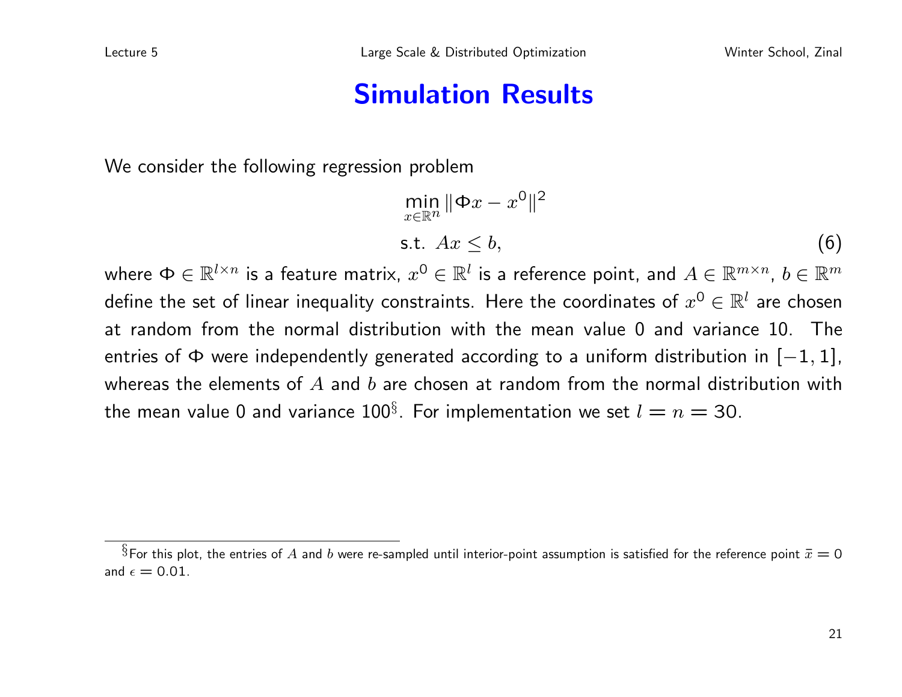# Simulation Results

We consider the following regression problem

$$
\begin{aligned}
&\min_{x \in \mathbb{R}^n} \|\Phi x - x^0\|^2 \\
&\text{s.t. } Ax \le b, \qquad (6)
\end{aligned}
$$

where $\Phi \in \mathbb{R}^{l \times n}$ is a feature matrix, $x^0 \in \mathbb{R}^l$ is a reference point, and $A \in \mathbb{R}^{m \times n}$, $b \in \mathbb{R}^m$ define the set of linear inequality constraints. Here the coordinates of $x^0 \in \mathbb{R}^l$ are chosen at random from the normal distribution with the mean value 0 and variance 10. The entries of $\Phi$ were independently generated according to a uniform distribution in $[-1, 1]$, whereas the elements of $A$ and $b$ are chosen at random from the normal distribution with the mean value 0 and variance 100[§]. For implementation we set $l = n = 30$.

---

[§] For this plot, the entries of $A$ and $b$ were re-sampled until interior-point assumption is satisfied for the reference point $\bar{x} = 0$ and $\epsilon = 0.01$.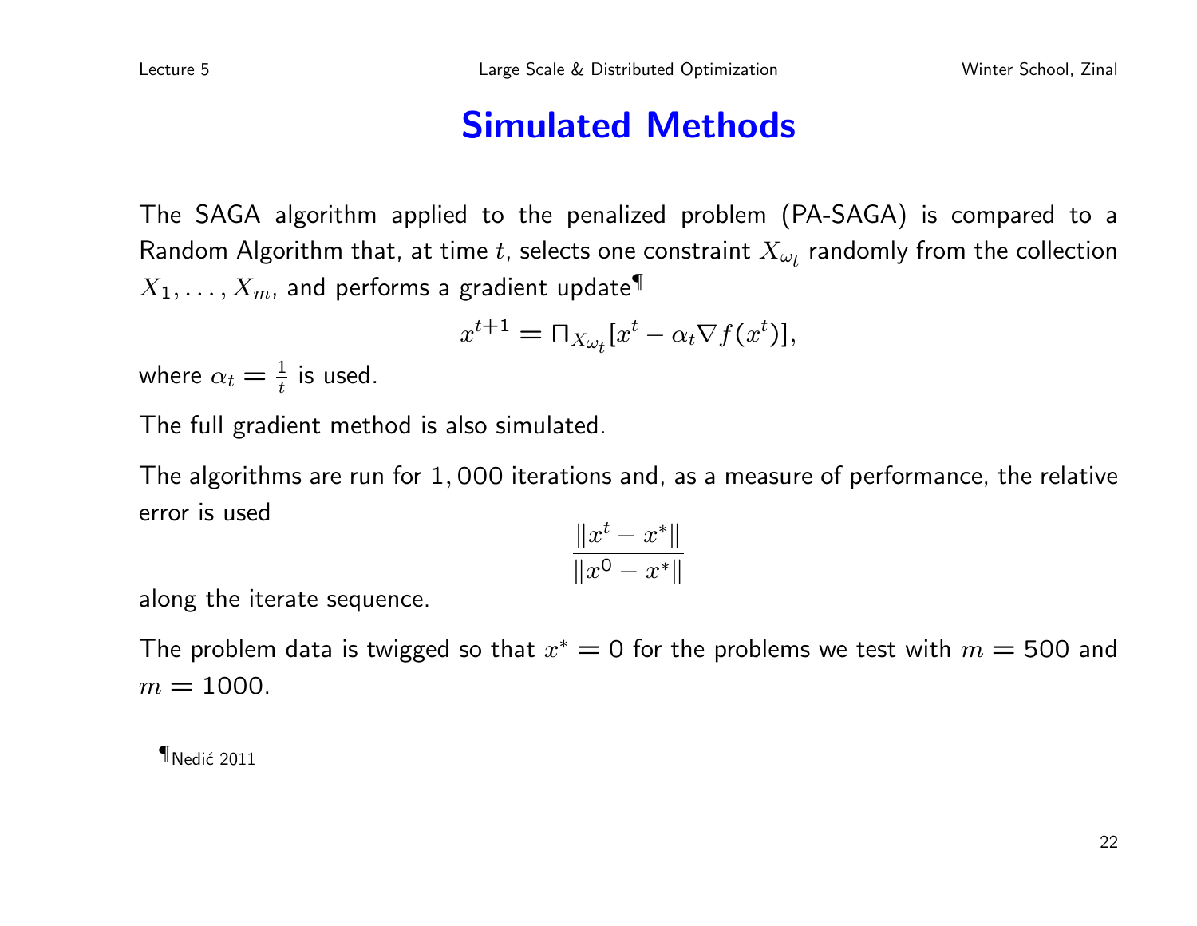# Simulated Methods

The SAGA algorithm applied to the penalized problem (PA-SAGA) is compared to a Random Algorithm that, at time $t$, selects one constraint $X_{\omega_t}$ randomly from the collection $X_1, \ldots, X_m$, and performs a gradient update[¶]

$$x^{t+1} = \Pi_{X_{\omega_t}}[x^t - \alpha_t \nabla f(x^t)],$$

where $\alpha_t = \frac{1}{t}$ is used.

The full gradient method is also simulated.

The algorithms are run for $1,000$ iterations and, as a measure of performance, the relative error is used

$$\frac{\|x^t - x^*\|}{\|x^0 - x^*\|}$$

along the iterate sequence.

The problem data is twigged so that $x^* = 0$ for the problems we test with $m = 500$ and $m = 1000$.

---

[¶] Nedić 2011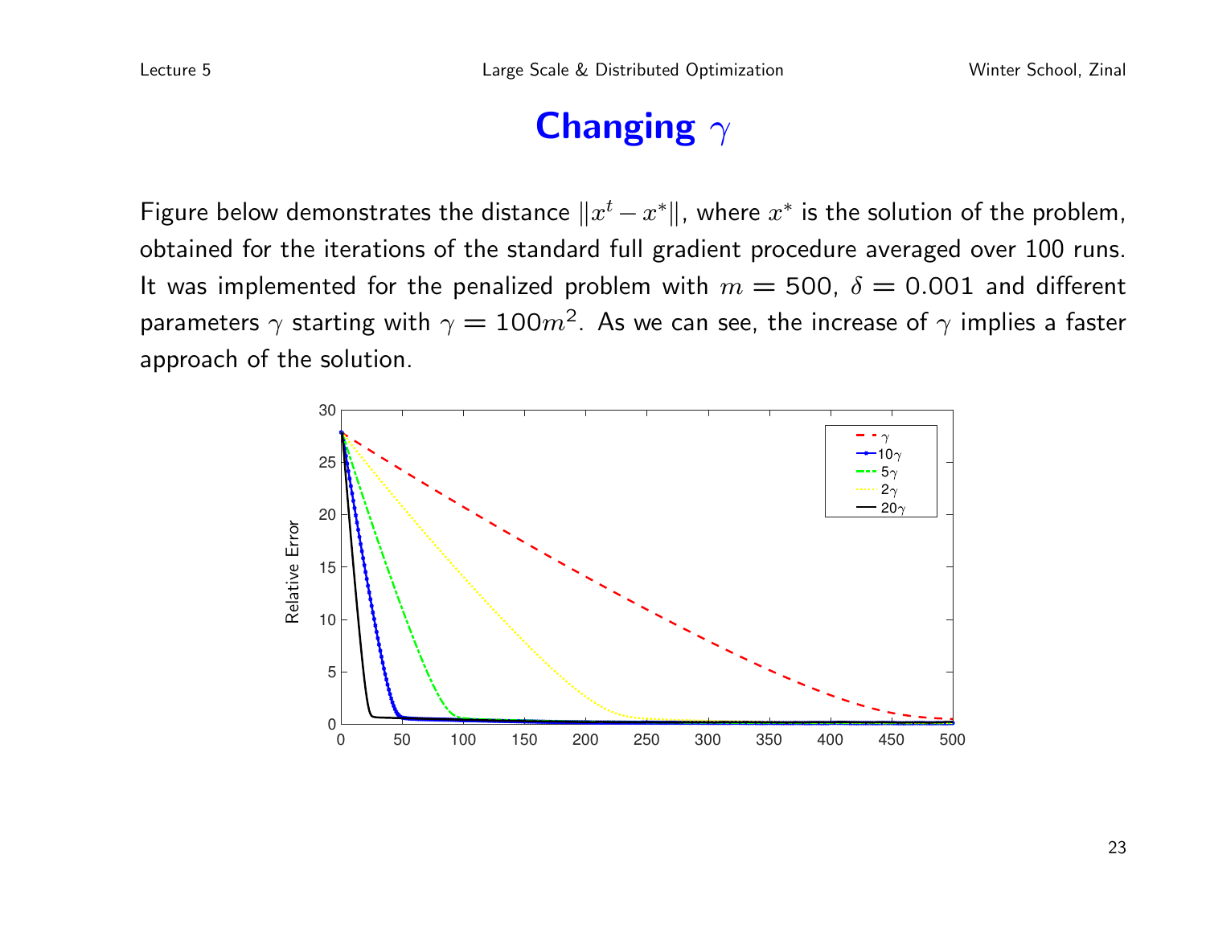# Changing $\gamma$

Figure below demonstrates the distance $\|x^t - x^*\|$, where $x^*$ is the solution of the problem, obtained for the iterations of the standard full gradient procedure averaged over 100 runs. It was implemented for the penalized problem with $m = 500$, $\delta = 0.001$ and different parameters $\gamma$ starting with $\gamma = 100m^2$. As we can see, the increase of $\gamma$ implies a faster approach of the solution.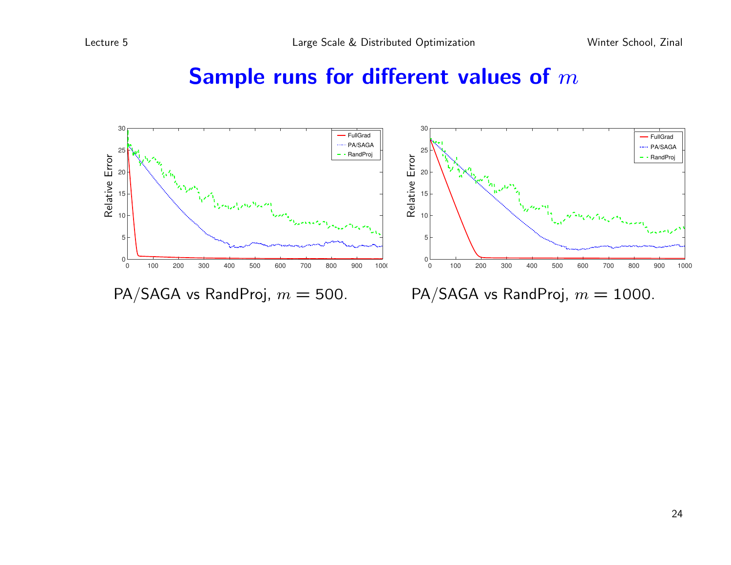# Sample runs for different values of $m$

PA/SAGA vs RandProj, $m = 500$.

PA/SAGA vs RandProj, $m = 1000$.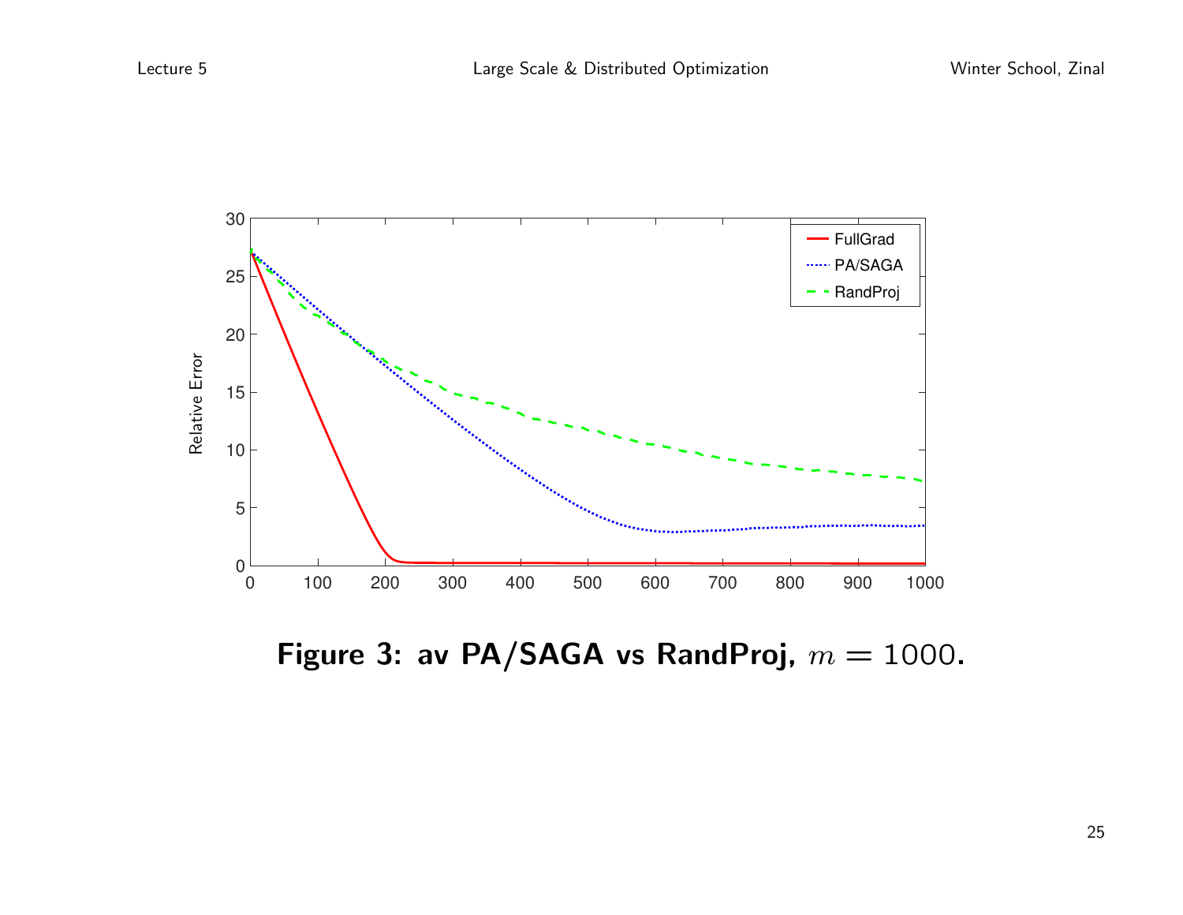**Figure 3: av PA/SAGA vs RandProj, $m = 1000$.**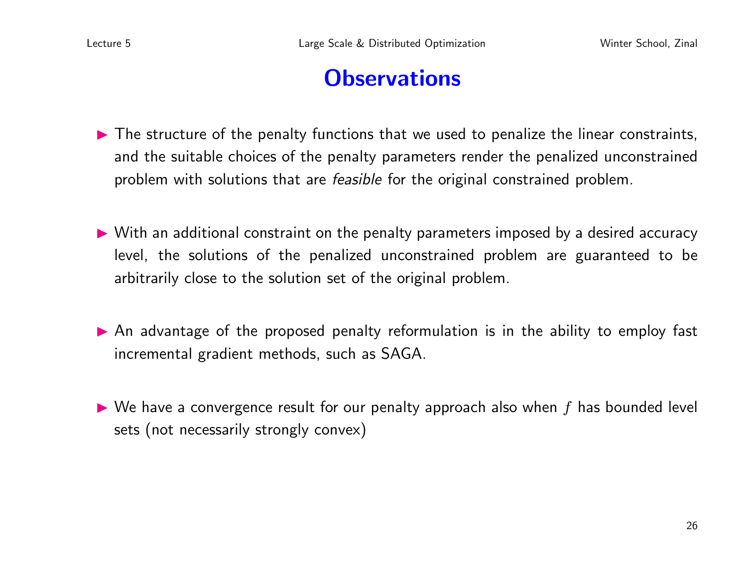# Observations

- The structure of the penalty functions that we used to penalize the linear constraints, and the suitable choices of the penalty parameters render the penalized unconstrained problem with solutions that are *feasible* for the original constrained problem.

- With an additional constraint on the penalty parameters imposed by a desired accuracy level, the solutions of the penalized unconstrained problem are guaranteed to be arbitrarily close to the solution set of the original problem.

- An advantage of the proposed penalty reformulation is in the ability to employ fast incremental gradient methods, such as SAGA.

- We have a convergence result for our penalty approach also when $f$ has bounded level sets (not necessarily strongly convex)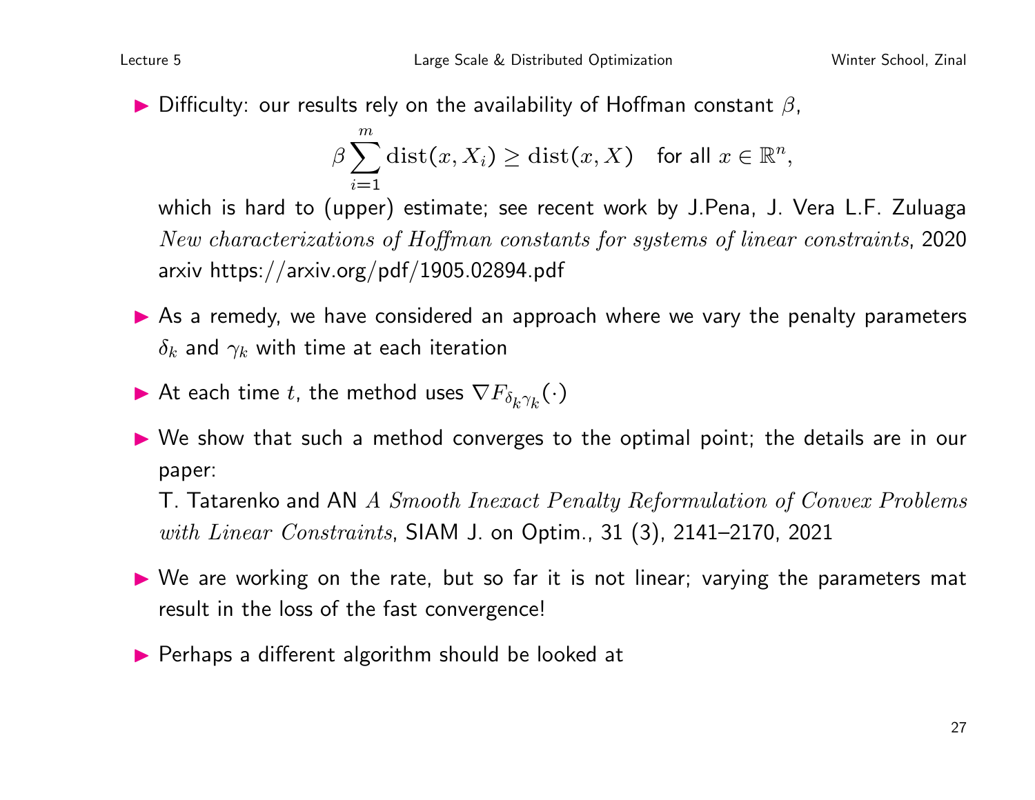- Difficulty: our results rely on the availability of Hoffman constant $\beta$,

$$\beta \sum_{i=1}^{m} \mathrm{dist}(x, X_i) \geq \mathrm{dist}(x, X) \quad \text{for all } x \in \mathbb{R}^n,$$

  which is hard to (upper) estimate; see recent work by J.Pena, J. Vera L.F. Zuluaga *New characterizations of Hoffman constants for systems of linear constraints*, 2020 arxiv https://arxiv.org/pdf/1905.02894.pdf

- As a remedy, we have considered an approach where we vary the penalty parameters $\delta_k$ and $\gamma_k$ with time at each iteration

- At each time $t$, the method uses $\nabla F_{\delta_k \gamma_k}(\cdot)$

- We show that such a method converges to the optimal point; the details are in our paper:

  T. Tatarenko and AN *A Smooth Inexact Penalty Reformulation of Convex Problems with Linear Constraints*, SIAM J. on Optim., 31 (3), 2141–2170, 2021

- We are working on the rate, but so far it is not linear; varying the parameters mat result in the loss of the fast convergence!

- Perhaps a different algorithm should be looked at